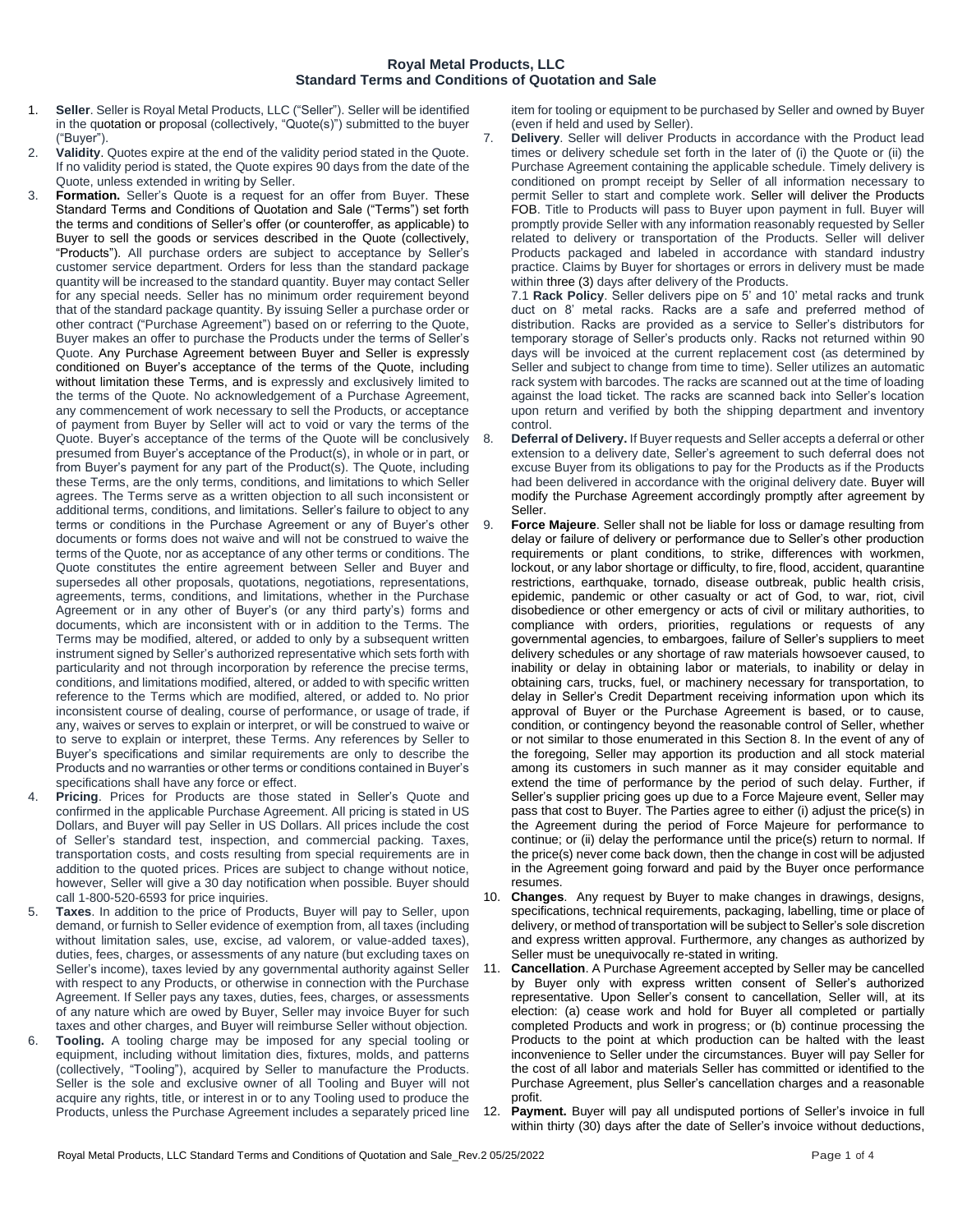# Royal Metal Products, LLC
## Standard Terms and Conditions of Quotation and Sale

1. **Seller**. Seller is Royal Metal Products, LLC ("Seller"). Seller will be identified in the quotation or proposal (collectively, "Quote(s)") submitted to the buyer ("Buyer").
2. **Validity**. Quotes expire at the end of the validity period stated in the Quote. If no validity period is stated, the Quote expires 90 days from the date of the Quote, unless extended in writing by Seller.
3. **Formation.** Seller's Quote is a request for an offer from Buyer. These Standard Terms and Conditions of Quotation and Sale ("Terms") set forth the terms and conditions of Seller's offer (or counteroffer, as applicable) to Buyer to sell the goods or services described in the Quote (collectively, "Products"). All purchase orders are subject to acceptance by Seller's customer service department. Orders for less than the standard package quantity will be increased to the standard quantity. Buyer may contact Seller for any special needs. Seller has no minimum order requirement beyond that of the standard package quantity. By issuing Seller a purchase order or other contract ("Purchase Agreement") based on or referring to the Quote, Buyer makes an offer to purchase the Products under the terms of Seller's Quote. Any Purchase Agreement between Buyer and Seller is expressly conditioned on Buyer's acceptance of the terms of the Quote, including without limitation these Terms, and is expressly and exclusively limited to the terms of the Quote. No acknowledgement of a Purchase Agreement, any commencement of work necessary to sell the Products, or acceptance of payment from Buyer by Seller will act to void or vary the terms of the Quote. Buyer's acceptance of the terms of the Quote will be conclusively presumed from Buyer's acceptance of the Product(s), in whole or in part, or from Buyer's payment for any part of the Product(s). The Quote, including these Terms, are the only terms, conditions, and limitations to which Seller agrees. The Terms serve as a written objection to all such inconsistent or additional terms, conditions, and limitations. Seller's failure to object to any terms or conditions in the Purchase Agreement or any of Buyer's other documents or forms does not waive and will not be construed to waive the terms of the Quote, nor as acceptance of any other terms or conditions. The Quote constitutes the entire agreement between Seller and Buyer and supersedes all other proposals, quotations, negotiations, representations, agreements, terms, conditions, and limitations, whether in the Purchase Agreement or in any other of Buyer's (or any third party's) forms and documents, which are inconsistent with or in addition to the Terms. The Terms may be modified, altered, or added to only by a subsequent written instrument signed by Seller's authorized representative which sets forth with particularity and not through incorporation by reference the precise terms, conditions, and limitations modified, altered, or added to with specific written reference to the Terms which are modified, altered, or added to. No prior inconsistent course of dealing, course of performance, or usage of trade, if any, waives or serves to explain or interpret, or will be construed to waive or to serve to explain or interpret, these Terms. Any references by Seller to Buyer's specifications and similar requirements are only to describe the Products and no warranties or other terms or conditions contained in Buyer's specifications shall have any force or effect.
4. **Pricing**. Prices for Products are those stated in Seller's Quote and confirmed in the applicable Purchase Agreement. All pricing is stated in US Dollars, and Buyer will pay Seller in US Dollars. All prices include the cost of Seller's standard test, inspection, and commercial packing. Taxes, transportation costs, and costs resulting from special requirements are in addition to the quoted prices. Prices are subject to change without notice, however, Seller will give a 30 day notification when possible. Buyer should call 1-800-520-6593 for price inquiries.
5. **Taxes**. In addition to the price of Products, Buyer will pay to Seller, upon demand, or furnish to Seller evidence of exemption from, all taxes (including without limitation sales, use, excise, ad valorem, or value-added taxes), duties, fees, charges, or assessments of any nature (but excluding taxes on Seller's income), taxes levied by any governmental authority against Seller with respect to any Products, or otherwise in connection with the Purchase Agreement. If Seller pays any taxes, duties, fees, charges, or assessments of any nature which are owed by Buyer, Seller may invoice Buyer for such taxes and other charges, and Buyer will reimburse Seller without objection.
6. **Tooling.** A tooling charge may be imposed for any special tooling or equipment, including without limitation dies, fixtures, molds, and patterns (collectively, "Tooling"), acquired by Seller to manufacture the Products. Seller is the sole and exclusive owner of all Tooling and Buyer will not acquire any rights, title, or interest in or to any Tooling used to produce the Products, unless the Purchase Agreement includes a separately priced line item for tooling or equipment to be purchased by Seller and owned by Buyer (even if held and used by Seller).
7. **Delivery**. Seller will deliver Products in accordance with the Product lead times or delivery schedule set forth in the later of (i) the Quote or (ii) the Purchase Agreement containing the applicable schedule. Timely delivery is conditioned on prompt receipt by Seller of all information necessary to permit Seller to start and complete work. Seller will deliver the Products FOB. Title to Products will pass to Buyer upon payment in full. Buyer will promptly provide Seller with any information reasonably requested by Seller related to delivery or transportation of the Products. Seller will deliver Products packaged and labeled in accordance with standard industry practice. Claims by Buyer for shortages or errors in delivery must be made within three (3) days after delivery of the Products.

   7.1 **Rack Policy**. Seller delivers pipe on 5' and 10' metal racks and trunk duct on 8' metal racks. Racks are a safe and preferred method of distribution. Racks are provided as a service to Seller's distributors for temporary storage of Seller's products only. Racks not returned within 90 days will be invoiced at the current replacement cost (as determined by Seller and subject to change from time to time). Seller utilizes an automatic rack system with barcodes. The racks are scanned out at the time of loading against the load ticket. The racks are scanned back into Seller's location upon return and verified by both the shipping department and inventory control.
8. **Deferral of Delivery.** If Buyer requests and Seller accepts a deferral or other extension to a delivery date, Seller's agreement to such deferral does not excuse Buyer from its obligations to pay for the Products as if the Products had been delivered in accordance with the original delivery date. Buyer will modify the Purchase Agreement accordingly promptly after agreement by Seller.
9. **Force Majeure**. Seller shall not be liable for loss or damage resulting from delay or failure of delivery or performance due to Seller's other production requirements or plant conditions, to strike, differences with workmen, lockout, or any labor shortage or difficulty, to fire, flood, accident, quarantine restrictions, earthquake, tornado, disease outbreak, public health crisis, epidemic, pandemic or other casualty or act of God, to war, riot, civil disobedience or other emergency or acts of civil or military authorities, to compliance with orders, priorities, regulations or requests of any governmental agencies, to embargoes, failure of Seller's suppliers to meet delivery schedules or any shortage of raw materials howsoever caused, to inability or delay in obtaining labor or materials, to inability or delay in obtaining cars, trucks, fuel, or machinery necessary for transportation, to delay in Seller's Credit Department receiving information upon which its approval of Buyer or the Purchase Agreement is based, or to cause, condition, or contingency beyond the reasonable control of Seller, whether or not similar to those enumerated in this Section 8. In the event of any of the foregoing, Seller may apportion its production and all stock material among its customers in such manner as it may consider equitable and extend the time of performance by the period of such delay. Further, if Seller's supplier pricing goes up due to a Force Majeure event, Seller may pass that cost to Buyer. The Parties agree to either (i) adjust the price(s) in the Agreement during the period of Force Majeure for performance to continue; or (ii) delay the performance until the price(s) return to normal. If the price(s) never come back down, then the change in cost will be adjusted in the Agreement going forward and paid by the Buyer once performance resumes.
10. **Changes**. Any request by Buyer to make changes in drawings, designs, specifications, technical requirements, packaging, labelling, time or place of delivery, or method of transportation will be subject to Seller's sole discretion and express written approval. Furthermore, any changes as authorized by Seller must be unequivocally re-stated in writing.
11. **Cancellation**. A Purchase Agreement accepted by Seller may be cancelled by Buyer only with express written consent of Seller's authorized representative. Upon Seller's consent to cancellation, Seller will, at its election: (a) cease work and hold for Buyer all completed or partially completed Products and work in progress; or (b) continue processing the Products to the point at which production can be halted with the least inconvenience to Seller under the circumstances. Buyer will pay Seller for the cost of all labor and materials Seller has committed or identified to the Purchase Agreement, plus Seller's cancellation charges and a reasonable profit.
12. **Payment.** Buyer will pay all undisputed portions of Seller's invoice in full within thirty (30) days after the date of Seller's invoice without deductions,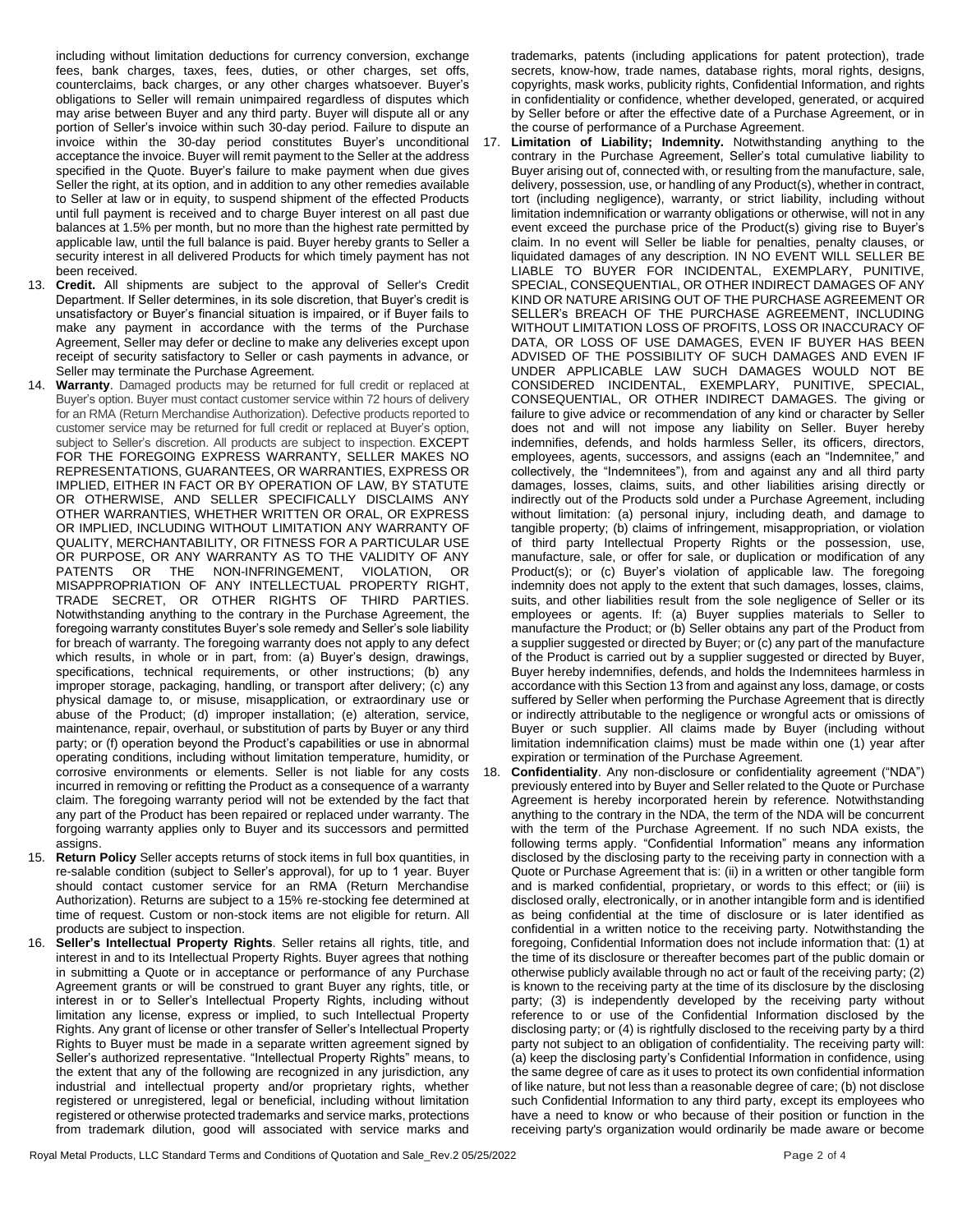including without limitation deductions for currency conversion, exchange fees, bank charges, taxes, fees, duties, or other charges, set offs, counterclaims, back charges, or any other charges whatsoever. Buyer's obligations to Seller will remain unimpaired regardless of disputes which may arise between Buyer and any third party. Buyer will dispute all or any portion of Seller's invoice within such 30-day period. Failure to dispute an invoice within the 30-day period constitutes Buyer's unconditional acceptance the invoice. Buyer will remit payment to the Seller at the address specified in the Quote. Buyer's failure to make payment when due gives Seller the right, at its option, and in addition to any other remedies available to Seller at law or in equity, to suspend shipment of the effected Products until full payment is received and to charge Buyer interest on all past due balances at 1.5% per month, but no more than the highest rate permitted by applicable law, until the full balance is paid. Buyer hereby grants to Seller a security interest in all delivered Products for which timely payment has not been received.

13. **Credit.** All shipments are subject to the approval of Seller's Credit Department. If Seller determines, in its sole discretion, that Buyer's credit is unsatisfactory or Buyer's financial situation is impaired, or if Buyer fails to make any payment in accordance with the terms of the Purchase Agreement, Seller may defer or decline to make any deliveries except upon receipt of security satisfactory to Seller or cash payments in advance, or Seller may terminate the Purchase Agreement.

14. **Warranty**. Damaged products may be returned for full credit or replaced at Buyer's option. Buyer must contact customer service within 72 hours of delivery for an RMA (Return Merchandise Authorization). Defective products reported to customer service may be returned for full credit or replaced at Buyer's option, subject to Seller's discretion. All products are subject to inspection. EXCEPT FOR THE FOREGOING EXPRESS WARRANTY, SELLER MAKES NO REPRESENTATIONS, GUARANTEES, OR WARRANTIES, EXPRESS OR IMPLIED, EITHER IN FACT OR BY OPERATION OF LAW, BY STATUTE OR OTHERWISE, AND SELLER SPECIFICALLY DISCLAIMS ANY OTHER WARRANTIES, WHETHER WRITTEN OR ORAL, OR EXPRESS OR IMPLIED, INCLUDING WITHOUT LIMITATION ANY WARRANTY OF QUALITY, MERCHANTABILITY, OR FITNESS FOR A PARTICULAR USE OR PURPOSE, OR ANY WARRANTY AS TO THE VALIDITY OF ANY PATENTS OR THE NON-INFRINGEMENT, VIOLATION, OR MISAPPROPRIATION OF ANY INTELLECTUAL PROPERTY RIGHT, TRADE SECRET, OR OTHER RIGHTS OF THIRD PARTIES. Notwithstanding anything to the contrary in the Purchase Agreement, the foregoing warranty constitutes Buyer's sole remedy and Seller's sole liability for breach of warranty. The foregoing warranty does not apply to any defect which results, in whole or in part, from: (a) Buyer's design, drawings, specifications, technical requirements, or other instructions; (b) any improper storage, packaging, handling, or transport after delivery; (c) any physical damage to, or misuse, misapplication, or extraordinary use or abuse of the Product; (d) improper installation; (e) alteration, service, maintenance, repair, overhaul, or substitution of parts by Buyer or any third party; or (f) operation beyond the Product's capabilities or use in abnormal operating conditions, including without limitation temperature, humidity, or corrosive environments or elements. Seller is not liable for any costs incurred in removing or refitting the Product as a consequence of a warranty claim. The foregoing warranty period will not be extended by the fact that any part of the Product has been repaired or replaced under warranty. The forgoing warranty applies only to Buyer and its successors and permitted assigns.

15. **Return Policy** Seller accepts returns of stock items in full box quantities, in re-salable condition (subject to Seller's approval), for up to 1 year. Buyer should contact customer service for an RMA (Return Merchandise Authorization). Returns are subject to a 15% re-stocking fee determined at time of request. Custom or non-stock items are not eligible for return. All products are subject to inspection.

16. **Seller's Intellectual Property Rights**. Seller retains all rights, title, and interest in and to its Intellectual Property Rights. Buyer agrees that nothing in submitting a Quote or in acceptance or performance of any Purchase Agreement grants or will be construed to grant Buyer any rights, title, or interest in or to Seller's Intellectual Property Rights, including without limitation any license, express or implied, to such Intellectual Property Rights. Any grant of license or other transfer of Seller's Intellectual Property Rights to Buyer must be made in a separate written agreement signed by Seller's authorized representative. "Intellectual Property Rights" means, to the extent that any of the following are recognized in any jurisdiction, any industrial and intellectual property and/or proprietary rights, whether registered or unregistered, legal or beneficial, including without limitation registered or otherwise protected trademarks and service marks, protections from trademark dilution, good will associated with service marks and trademarks, patents (including applications for patent protection), trade secrets, know-how, trade names, database rights, moral rights, designs, copyrights, mask works, publicity rights, Confidential Information, and rights in confidentiality or confidence, whether developed, generated, or acquired by Seller before or after the effective date of a Purchase Agreement, or in the course of performance of a Purchase Agreement.

17. **Limitation of Liability; Indemnity.** Notwithstanding anything to the contrary in the Purchase Agreement, Seller's total cumulative liability to Buyer arising out of, connected with, or resulting from the manufacture, sale, delivery, possession, use, or handling of any Product(s), whether in contract, tort (including negligence), warranty, or strict liability, including without limitation indemnification or warranty obligations or otherwise, will not in any event exceed the purchase price of the Product(s) giving rise to Buyer's claim. In no event will Seller be liable for penalties, penalty clauses, or liquidated damages of any description. IN NO EVENT WILL SELLER BE LIABLE TO BUYER FOR INCIDENTAL, EXEMPLARY, PUNITIVE, SPECIAL, CONSEQUENTIAL, OR OTHER INDIRECT DAMAGES OF ANY KIND OR NATURE ARISING OUT OF THE PURCHASE AGREEMENT OR SELLER's BREACH OF THE PURCHASE AGREEMENT, INCLUDING WITHOUT LIMITATION LOSS OF PROFITS, LOSS OR INACCURACY OF DATA, OR LOSS OF USE DAMAGES, EVEN IF BUYER HAS BEEN ADVISED OF THE POSSIBILITY OF SUCH DAMAGES AND EVEN IF UNDER APPLICABLE LAW SUCH DAMAGES WOULD NOT BE CONSIDERED INCIDENTAL, EXEMPLARY, PUNITIVE, SPECIAL, CONSEQUENTIAL, OR OTHER INDIRECT DAMAGES. The giving or failure to give advice or recommendation of any kind or character by Seller does not and will not impose any liability on Seller. Buyer hereby indemnifies, defends, and holds harmless Seller, its officers, directors, employees, agents, successors, and assigns (each an "Indemnitee," and collectively, the "Indemnitees"), from and against any and all third party damages, losses, claims, suits, and other liabilities arising directly or indirectly out of the Products sold under a Purchase Agreement, including without limitation: (a) personal injury, including death, and damage to tangible property; (b) claims of infringement, misappropriation, or violation of third party Intellectual Property Rights or the possession, use, manufacture, sale, or offer for sale, or duplication or modification of any Product(s); or (c) Buyer's violation of applicable law. The foregoing indemnity does not apply to the extent that such damages, losses, claims, suits, and other liabilities result from the sole negligence of Seller or its employees or agents. If: (a) Buyer supplies materials to Seller to manufacture the Product; or (b) Seller obtains any part of the Product from a supplier suggested or directed by Buyer; or (c) any part of the manufacture of the Product is carried out by a supplier suggested or directed by Buyer, Buyer hereby indemnifies, defends, and holds the Indemnitees harmless in accordance with this Section 13 from and against any loss, damage, or costs suffered by Seller when performing the Purchase Agreement that is directly or indirectly attributable to the negligence or wrongful acts or omissions of Buyer or such supplier. All claims made by Buyer (including without limitation indemnification claims) must be made within one (1) year after expiration or termination of the Purchase Agreement.

18. **Confidentiality**. Any non-disclosure or confidentiality agreement ("NDA") previously entered into by Buyer and Seller related to the Quote or Purchase Agreement is hereby incorporated herein by reference. Notwithstanding anything to the contrary in the NDA, the term of the NDA will be concurrent with the term of the Purchase Agreement. If no such NDA exists, the following terms apply. "Confidential Information" means any information disclosed by the disclosing party to the receiving party in connection with a Quote or Purchase Agreement that is: (ii) in a written or other tangible form and is marked confidential, proprietary, or words to this effect; or (iii) is disclosed orally, electronically, or in another intangible form and is identified as being confidential at the time of disclosure or is later identified as confidential in a written notice to the receiving party. Notwithstanding the foregoing, Confidential Information does not include information that: (1) at the time of its disclosure or thereafter becomes part of the public domain or otherwise publicly available through no act or fault of the receiving party; (2) is known to the receiving party at the time of its disclosure by the disclosing party; (3) is independently developed by the receiving party without reference to or use of the Confidential Information disclosed by the disclosing party; or (4) is rightfully disclosed to the receiving party by a third party not subject to an obligation of confidentiality. The receiving party will: (a) keep the disclosing party's Confidential Information in confidence, using the same degree of care as it uses to protect its own confidential information of like nature, but not less than a reasonable degree of care; (b) not disclose such Confidential Information to any third party, except its employees who have a need to know or who because of their position or function in the receiving party's organization would ordinarily be made aware or become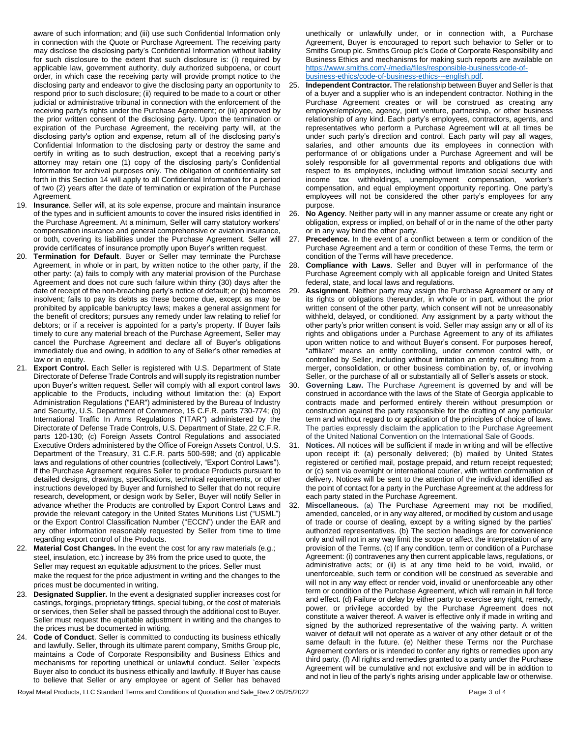aware of such information; and (iii) use such Confidential Information only in connection with the Quote or Purchase Agreement. The receiving party may disclose the disclosing party's Confidential Information without liability for such disclosure to the extent that such disclosure is: (i) required by applicable law, government authority, duly authorized subpoena, or court order, in which case the receiving party will provide prompt notice to the disclosing party and endeavor to give the disclosing party an opportunity to respond prior to such disclosure; (ii) required to be made to a court or other judicial or administrative tribunal in connection with the enforcement of the receiving party's rights under the Purchase Agreement; or (iii) approved by the prior written consent of the disclosing party. Upon the termination or expiration of the Purchase Agreement, the receiving party will, at the disclosing party's option and expense, return all of the disclosing party's Confidential Information to the disclosing party or destroy the same and certify in writing as to such destruction, except that a receiving party's attorney may retain one (1) copy of the disclosing party's Confidential Information for archival purposes only. The obligation of confidentiality set forth in this Section 14 will apply to all Confidential Information for a period of two (2) years after the date of termination or expiration of the Purchase Agreement.

19. **Insurance**. Seller will, at its sole expense, procure and maintain insurance of the types and in sufficient amounts to cover the insured risks identified in the Purchase Agreement. At a minimum, Seller will carry statutory workers' compensation insurance and general comprehensive or aviation insurance, or both, covering its liabilities under the Purchase Agreement. Seller will provide certificates of insurance promptly upon Buyer's written request.
20. **Termination for Default**. Buyer or Seller may terminate the Purchase Agreement, in whole or in part, by written notice to the other party, if the other party: (a) fails to comply with any material provision of the Purchase Agreement and does not cure such failure within thirty (30) days after the date of receipt of the non-breaching party's notice of default; or (b) becomes insolvent; fails to pay its debts as these become due, except as may be prohibited by applicable bankruptcy laws; makes a general assignment for the benefit of creditors; pursues any remedy under law relating to relief for debtors; or if a receiver is appointed for a party's property. If Buyer fails timely to cure any material breach of the Purchase Agreement, Seller may cancel the Purchase Agreement and declare all of Buyer's obligations immediately due and owing, in addition to any of Seller's other remedies at law or in equity.
21. **Export Control.** Each Seller is registered with U.S. Department of State Directorate of Defense Trade Controls and will supply its registration number upon Buyer's written request. Seller will comply with all export control laws applicable to the Products, including without limitation the: (a) Export Administration Regulations ("EAR") administered by the Bureau of Industry and Security, U.S. Department of Commerce, 15 C.F.R. parts 730-774; (b) International Traffic In Arms Regulations ("ITAR") administered by the Directorate of Defense Trade Controls, U.S. Department of State, 22 C.F.R. parts 120-130; (c) Foreign Assets Control Regulations and associated Executive Orders administered by the Office of Foreign Assets Control, U.S. Department of the Treasury, 31 C.F.R. parts 500-598; and (d) applicable laws and regulations of other countries (collectively, "Export Control Laws"). If the Purchase Agreement requires Seller to produce Products pursuant to detailed designs, drawings, specifications, technical requirements, or other instructions developed by Buyer and furnished to Seller that do not require research, development, or design work by Seller, Buyer will notify Seller in advance whether the Products are controlled by Export Control Laws and provide the relevant category in the United States Munitions List ("USML") or the Export Control Classification Number ("ECCN") under the EAR and any other information reasonably requested by Seller from time to time regarding export control of the Products.
22. **Material Cost Changes.** In the event the cost for any raw materials (e.g.; steel, insulation, etc.) increase by 3% from the price used to quote, the Seller may request an equitable adjustment to the prices. Seller must make the request for the price adjustment in writing and the changes to the prices must be documented in writing.
23. **Designated Supplier.** In the event a designated supplier increases cost for castings, forgings, proprietary fittings, special tubing, or the cost of materials or services, then Seller shall be passed through the additional cost to Buyer. Seller must request the equitable adjustment in writing and the changes to the prices must be documented in writing.
24. **Code of Conduct**. Seller is committed to conducting its business ethically and lawfully. Seller, through its ultimate parent company, Smiths Group plc, maintains a Code of Corporate Responsibility and Business Ethics and mechanisms for reporting unethical or unlawful conduct. Seller `expects Buyer also to conduct its business ethically and lawfully. If Buyer has cause to believe that Seller or any employee or agent of Seller has behaved unethically or unlawfully under, or in connection with, a Purchase Agreement, Buyer is encouraged to report such behavior to Seller or to Smiths Group plc. Smiths Group plc's Code of Corporate Responsibility and Business Ethics and mechanisms for making such reports are available on https://www.smiths.com/-/media/files/responsible-business/code-of-business-ethics/code-of-business-ethics---english.pdf.
25. **Independent Contractor.** The relationship between Buyer and Seller is that of a buyer and a supplier who is an independent contractor. Nothing in the Purchase Agreement creates or will be construed as creating any employer/employee, agency, joint venture, partnership, or other business relationship of any kind. Each party's employees, contractors, agents, and representatives who perform a Purchase Agreement will at all times be under such party's direction and control. Each party will pay all wages, salaries, and other amounts due its employees in connection with performance of or obligations under a Purchase Agreement and will be solely responsible for all governmental reports and obligations due with respect to its employees, including without limitation social security and income tax withholdings, unemployment compensation, worker's compensation, and equal employment opportunity reporting. One party's employees will not be considered the other party's employees for any purpose.
26. **No Agency**. Neither party will in any manner assume or create any right or obligation, express or implied, on behalf of or in the name of the other party or in any way bind the other party.
27. **Precedence.** In the event of a conflict between a term or condition of the Purchase Agreement and a term or condition of these Terms, the term or condition of the Terms will have precedence.
28. **Compliance with Laws**. Seller and Buyer will in performance of the Purchase Agreement comply with all applicable foreign and United States federal, state, and local laws and regulations.
29. **Assignment**. Neither party may assign the Purchase Agreement or any of its rights or obligations thereunder, in whole or in part, without the prior written consent of the other party, which consent will not be unreasonably withheld, delayed, or conditioned. Any assignment by a party without the other party's prior written consent is void. Seller may assign any or all of its rights and obligations under a Purchase Agreement to any of its affiliates upon written notice to and without Buyer's consent. For purposes hereof, "affiliate" means an entity controlling, under common control with, or controlled by Seller, including without limitation an entity resulting from a merger, consolidation, or other business combination by, of, or involving Seller, or the purchase of all or substantially all of Seller's assets or stock.
30. **Governing Law.** The Purchase Agreement is governed by and will be construed in accordance with the laws of the State of Georgia applicable to contracts made and performed entirely therein without presumption or construction against the party responsible for the drafting of any particular term and without regard to or application of the principles of choice of laws. The parties expressly disclaim the application to the Purchase Agreement of the United National Convention on the International Sale of Goods.
31. **Notices.** All notices will be sufficient if made in writing and will be effective upon receipt if: (a) personally delivered; (b) mailed by United States registered or certified mail, postage prepaid, and return receipt requested; or (c) sent via overnight or international courier, with written confirmation of delivery. Notices will be sent to the attention of the individual identified as the point of contact for a party in the Purchase Agreement at the address for each party stated in the Purchase Agreement.
32. **Miscellaneous.** (a) The Purchase Agreement may not be modified, amended, canceled, or in any way altered, or modified by custom and usage of trade or course of dealing, except by a writing signed by the parties' authorized representatives. (b) The section headings are for convenience only and will not in any way limit the scope or affect the interpretation of any provision of the Terms. (c) If any condition, term or condition of a Purchase Agreement: (i) contravenes any then current applicable laws, regulations, or administrative acts; or (ii) is at any time held to be void, invalid, or unenforceable, such term or condition will be construed as severable and will not in any way effect or render void, invalid or unenforceable any other term or condition of the Purchase Agreement, which will remain in full force and effect. (d) Failure or delay by either party to exercise any right, remedy, power, or privilege accorded by the Purchase Agreement does not constitute a waiver thereof. A waiver is effective only if made in writing and signed by the authorized representative of the waiving party. A written waiver of default will not operate as a waiver of any other default or of the same default in the future. (e) Neither these Terms nor the Purchase Agreement confers or is intended to confer any rights or remedies upon any third party. (f) All rights and remedies granted to a party under the Purchase Agreement will be cumulative and not exclusive and will be in addition to and not in lieu of the party's rights arising under applicable law or otherwise.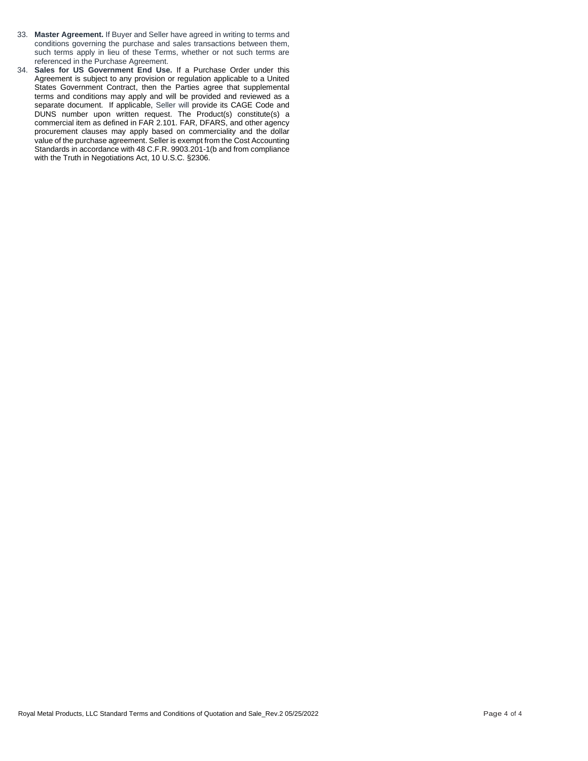33. **Master Agreement.** If Buyer and Seller have agreed in writing to terms and conditions governing the purchase and sales transactions between them, such terms apply in lieu of these Terms, whether or not such terms are referenced in the Purchase Agreement.
34. **Sales for US Government End Use.** If a Purchase Order under this Agreement is subject to any provision or regulation applicable to a United States Government Contract, then the Parties agree that supplemental terms and conditions may apply and will be provided and reviewed as a separate document. If applicable, Seller will provide its CAGE Code and DUNS number upon written request. The Product(s) constitute(s) a commercial item as defined in FAR 2.101. FAR, DFARS, and other agency procurement clauses may apply based on commerciality and the dollar value of the purchase agreement. Seller is exempt from the Cost Accounting Standards in accordance with 48 C.F.R. 9903.201-1(b and from compliance with the Truth in Negotiations Act, 10 U.S.C. §2306.